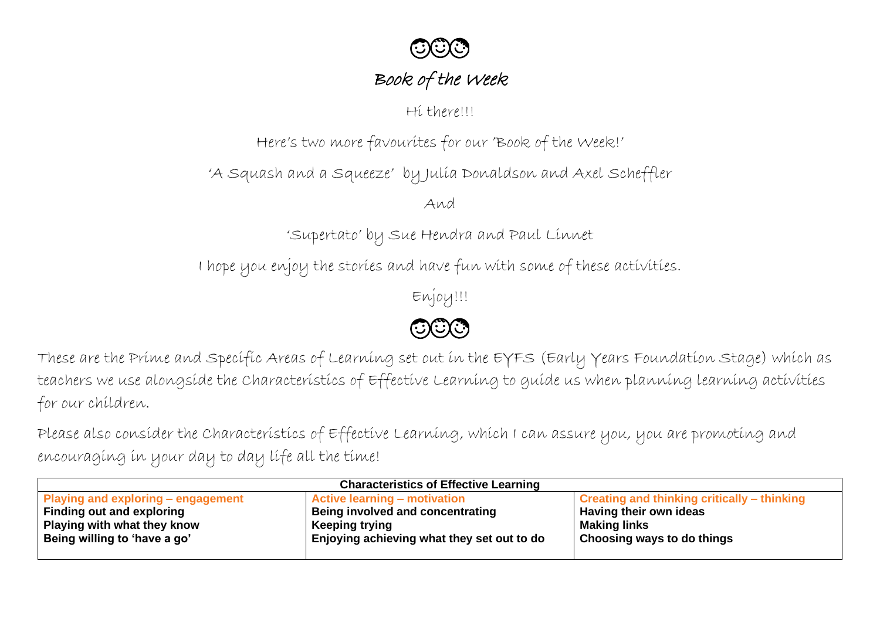# Book of the Week

Hi there!!!

Here's two more favourites for our 'Book of the Week!'

'A Squash and a Squeeze' by Julia Donaldson and Axel Scheffler

And

'Supertato' by Sue Hendra and Paul Linnet

I hope you enjoy the stories and have fun with some of these activities.

Enjoy!!!

These are the Prime and Specific Areas of Learning set out in the EYFS (Early Years Foundation Stage) which as teachers we use alongside the Characteristics of Effective Learning to guide us when planning learning activities for our children.

Please also consider the Characteristics of Effective Learning, which I can assure you, you are promoting and encouraging in your day to day life all the time!

| Characteristics of Effective Learning | | |
|---|---|---|
| **Playing and exploring – engagement** | **Active learning – motivation** | **Creating and thinking critically – thinking** |
| **Finding out and exploring** | **Being involved and concentrating** | **Having their own ideas** |
| **Playing with what they know** | **Keeping trying** | **Making links** |
| **Being willing to 'have a go'** | **Enjoying achieving what they set out to do** | **Choosing ways to do things** |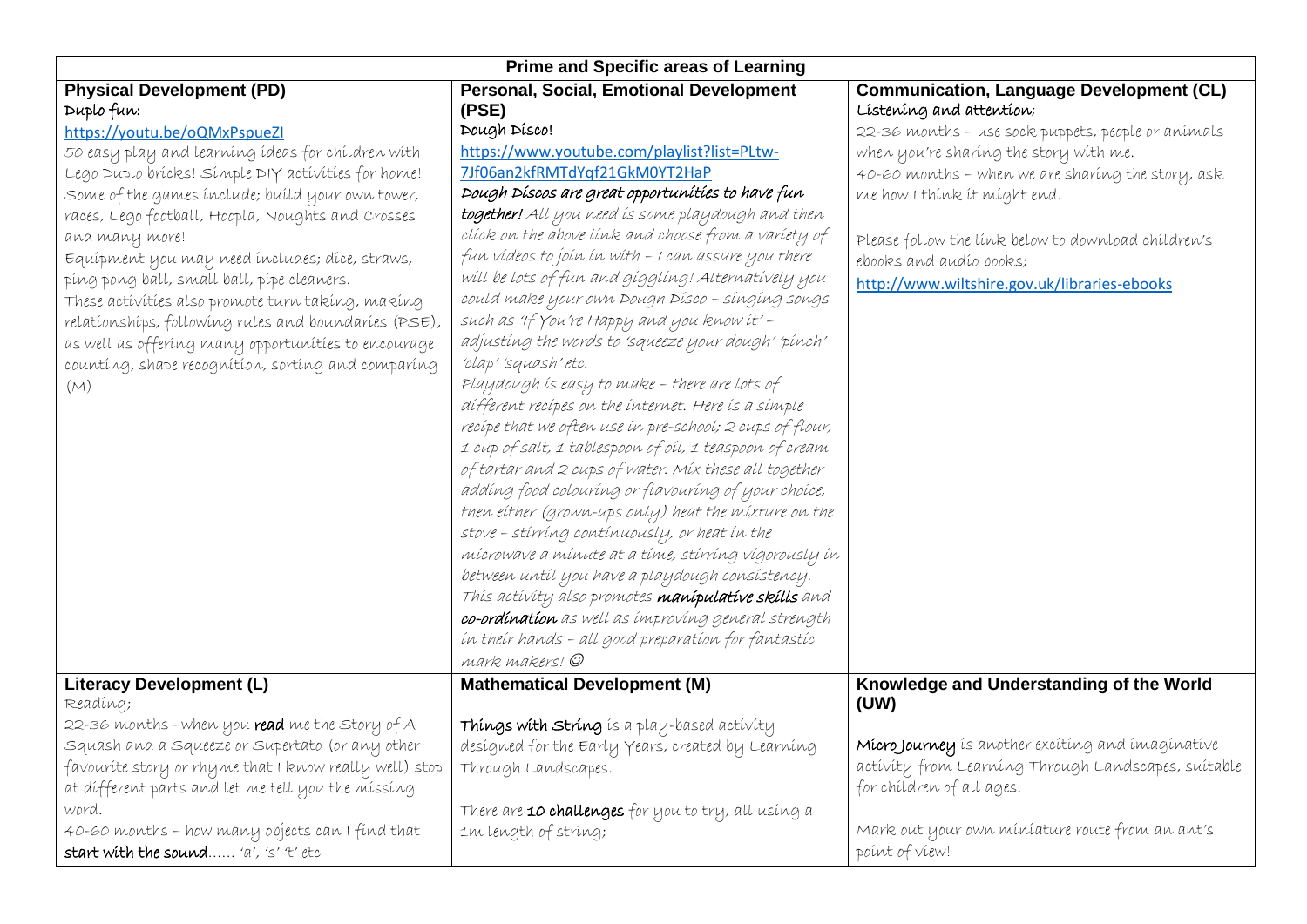| Prime and Specific areas of Learning | | |
|---|---|---|
| **Physical Development (PD)**<br>Duplo fun:<br>https://youtu.be/oQMxPspueZI<br>50 easy play and learning ideas for children with Lego Duplo bricks! Simple DIY activities for home! Some of the games include; build your own tower, races, Lego football, Hoopla, Noughts and Crosses and many more!<br>Equipment you may need includes; dice, straws, ping pong ball, small ball, pipe cleaners.<br>These activities also promote turn taking, making relationships, following rules and boundaries (PSE), as well as offering many opportunities to encourage counting, shape recognition, sorting and comparing (M) | **Personal, Social, Emotional Development (PSE)**<br>Dough Disco!<br>https://www.youtube.com/playlist?list=PLtw-7Jf06an2kfRMTdYqf21GkM0YT2HaP<br>***Dough Discos are great opportunities to have fun together!*** All you need is some playdough and then click on the above link and choose from a variety of fun videos to join in with – I can assure you there will be lots of fun and giggling! Alternatively you could make your own Dough Disco – singing songs such as 'If You're Happy and you know it' – adjusting the words to 'squeeze your dough' 'pinch' 'clap' 'squash' etc.<br>Playdough is easy to make – there are lots of different recipes on the internet. Here is a simple recipe that we often use in pre-school; 2 cups of flour, 1 cup of salt, 1 tablespoon of oil, 1 teaspoon of cream of tartar and 2 cups of water. Mix these all together adding food colouring or flavouring of your choice, then either (grown-ups only) heat the mixture on the stove – stirring continuously, or heat in the microwave a minute at a time, stirring vigorously in between until you have a playdough consistency.<br>This activity also promotes ***manipulative skills*** and ***co-ordination*** as well as improving general strength in their hands – all good preparation for fantastic mark makers! ☺ | **Communication, Language Development (CL)**<br>Listening and attention;<br>22-36 months – use sock puppets, people or animals when you're sharing the story with me.<br>40-60 months – when we are sharing the story, ask me how I think it might end.<br><br>Please follow the link below to download children's ebooks and audio books;<br>http://www.wiltshire.gov.uk/libraries-ebooks |
| **Literacy Development (L)**<br>Reading;<br>22-36 months –when you **read** me the Story of A Squash and a Squeeze or Supertato (or any other favourite story or rhyme that I know really well) stop at different parts and let me tell you the missing word.<br>40-60 months – how many objects can I find that **start with the sound**…… 'a', 's' 't' etc | **Mathematical Development (M)**<br><br>**Things with String** is a play-based activity designed for the Early Years, created by Learning Through Landscapes.<br><br>There are **10 challenges** for you to try, all using a 1m length of string; | **Knowledge and Understanding of the World (UW)**<br><br>**Micro Journey** is another exciting and imaginative activity from Learning Through Landscapes, suitable for children of all ages.<br><br>Mark out your own miniature route from an ant's point of view! |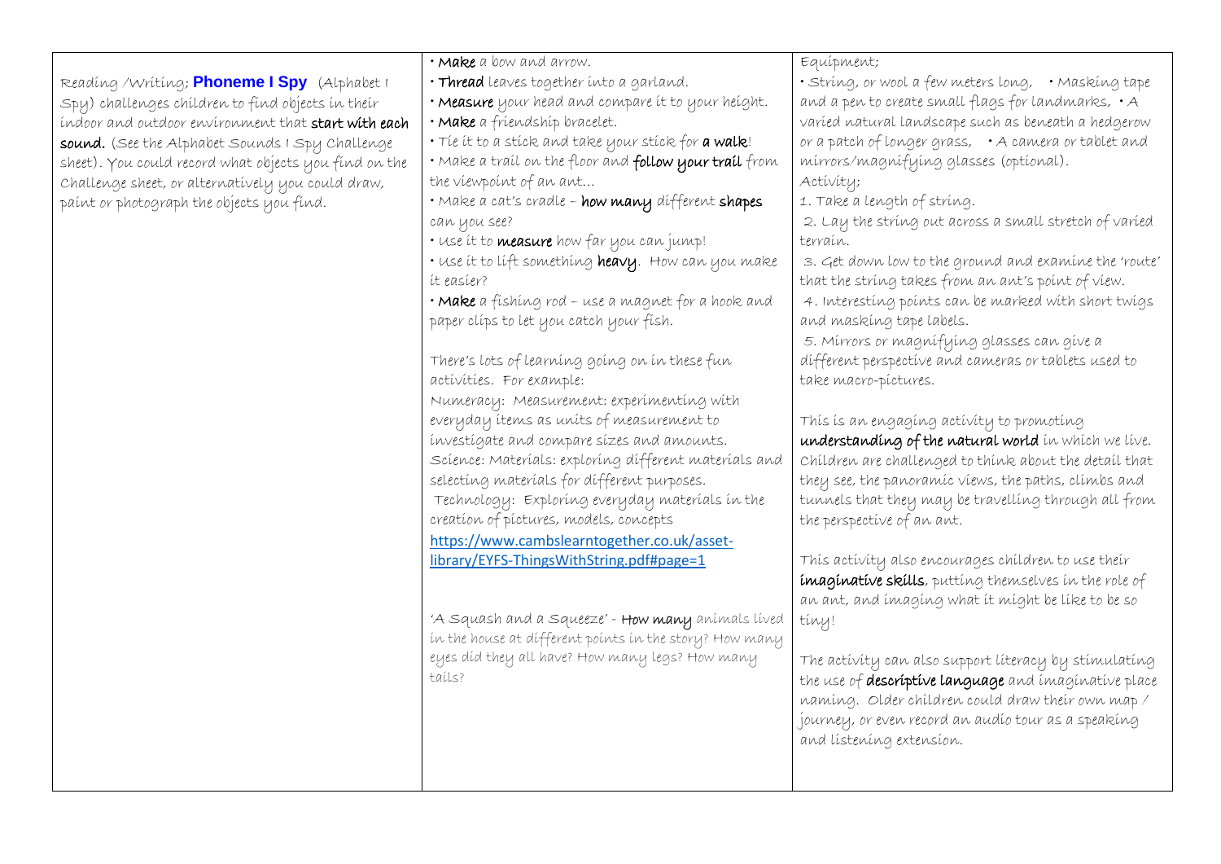| | | |
|---|---|---|
| Reading /Writing; **Phoneme I Spy** (Alphabet I Spy) challenges children to find objects in their indoor and outdoor environment that **start with each sound.** (See the Alphabet Sounds I Spy Challenge sheet). You could record what objects you find on the Challenge sheet, or alternatively you could draw, paint or photograph the objects you find. | • **Make** a bow and arrow.<br>• **Thread** leaves together into a garland.<br>• **Measure** your head and compare it to your height.<br>• **Make** a friendship bracelet.<br>• Tie it to a stick and take your stick for **a walk**!<br>• Make a trail on the floor and **follow your trail** from the viewpoint of an ant…<br>• Make a cat's cradle – **how many** different **shapes** can you see?<br>• Use it to **measure** how far you can jump!<br>• Use it to lift something **heavy**. How can you make it easier?<br>• **Make** a fishing rod – use a magnet for a hook and paper clips to let you catch your fish.<br><br>There's lots of learning going on in these fun activities. For example:<br>Numeracy: Measurement: experimenting with everyday items as units of measurement to investigate and compare sizes and amounts.<br>Science: Materials: exploring different materials and selecting materials for different purposes.<br>Technology: Exploring everyday materials in the creation of pictures, models, concepts<br>https://www.cambslearntogether.co.uk/asset-library/EYFS-ThingsWithString.pdf#page=1<br><br>'A Squash and a Squeeze' - **How many** animals lived in the house at different points in the story? How many eyes did they all have? How many legs? How many tails? | Equipment;<br>• String, or wool a few meters long, • Masking tape and a pen to create small flags for landmarks, • A varied natural landscape such as beneath a hedgerow or a patch of longer grass, • A camera or tablet and mirrors/magnifying glasses (optional).<br>Activity;<br>1. Take a length of string.<br>2. Lay the string out across a small stretch of varied terrain.<br>3. Get down low to the ground and examine the 'route' that the string takes from an ant's point of view.<br>4. Interesting points can be marked with short twigs and masking tape labels.<br>5. Mirrors or magnifying glasses can give a different perspective and cameras or tablets used to take macro-pictures.<br><br>This is an engaging activity to promoting **understanding of the natural world** in which we live. Children are challenged to think about the detail that they see, the panoramic views, the paths, climbs and tunnels that they may be travelling through all from the perspective of an ant.<br><br>This activity also encourages children to use their **imaginative skills**, putting themselves in the role of an ant, and imaging what it might be like to be so tiny!<br><br>The activity can also support literacy by stimulating the use of **descriptive language** and imaginative place naming. Older children could draw their own map / journey, or even record an audio tour as a speaking and listening extension. |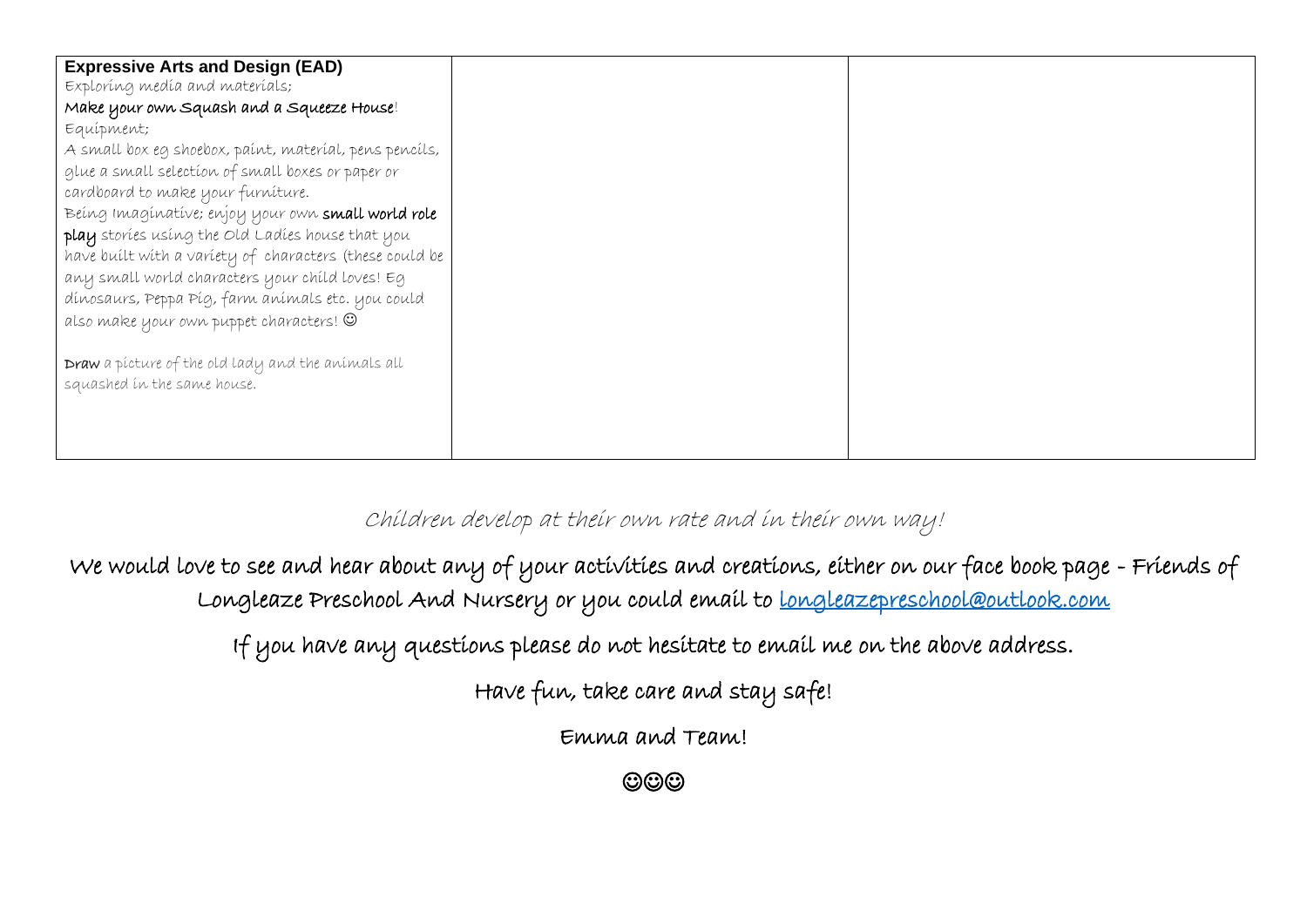| | | |
|---|---|---|
| **Expressive Arts and Design (EAD)**<br>Exploring media and materials;<br>**Make your own Squash and a Squeeze House**!<br>Equipment;<br>A small box eg shoebox, paint, material, pens pencils, glue a small selection of small boxes or paper or cardboard to make your furniture.<br>Being Imaginative; enjoy your own **small world role play** stories using the Old Ladies house that you have built with a variety of characters (these could be any small world characters your child loves! Eg dinosaurs, Peppa Pig, farm animals etc. you could also make your own puppet characters! ☺<br><br>**Draw** a picture of the old lady and the animals all squashed in the same house. | | |

*Children develop at their own rate and in their own way!*

We would love to see and hear about any of your activities and creations, either on our face book page - Friends of Longleaze Preschool And Nursery or you could email to longleazepreschool@outlook.com

If you have any questions please do not hesitate to email me on the above address.

Have fun, take care and stay safe!

Emma and Team!

☺☺☺